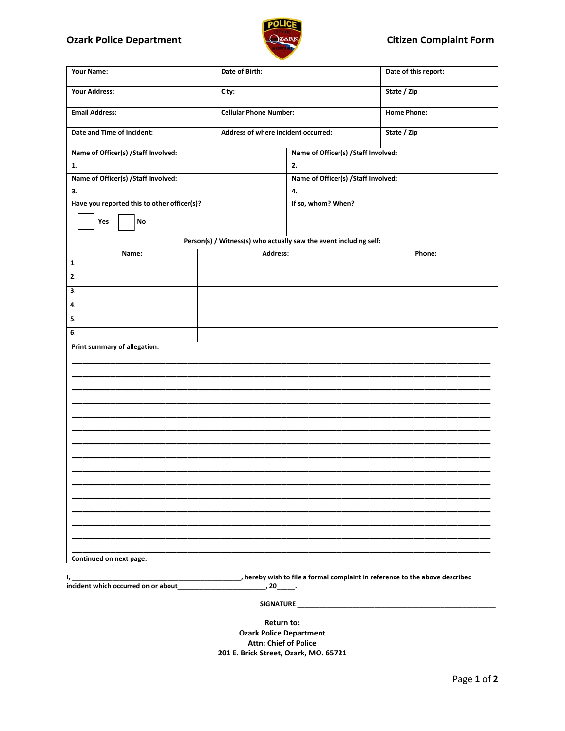**Ozark Police Department** **Citizen Complaint Form**

| Your Name: | Date of Birth: | Date of this report: |
|---|---|---|
| Your Address: | City: | State / Zip |
| Email Address: | Cellular Phone Number: | Home Phone: |
| Date and Time of Incident: | Address of where incident occurred: | State / Zip |

| | |
|---|---|
| Name of Officer(s) /Staff Involved: 1. | Name of Officer(s) /Staff Involved: 2. |
| Name of Officer(s) /Staff Involved: 3. | Name of Officer(s) /Staff Involved: 4. |
| Have you reported this to other officer(s)? ☐ Yes ☐ No | If so, whom? When? |

**Person(s) / Witness(s) who actually saw the event including self:**

| Name: | Address: | Phone: |
|---|---|---|
| 1. | | |
| 2. | | |
| 3. | | |
| 4. | | |
| 5. | | |
| 6. | | |

**Print summary of allegation:**

_______________________________________________________________________________

_______________________________________________________________________________

_______________________________________________________________________________

_______________________________________________________________________________

_______________________________________________________________________________

_______________________________________________________________________________

_______________________________________________________________________________

_______________________________________________________________________________

_______________________________________________________________________________

_______________________________________________________________________________

_______________________________________________________________________________

_______________________________________________________________________________

_______________________________________________________________________________

_______________________________________________________________________________

_______________________________________________________________________________

**Continued on next page:**

**I, _____________________________________________, hereby wish to file a formal complaint in reference to the above described incident which occurred on or about________________________, 20_____.**

**SIGNATURE ____________________________________________________**

**Return to:**
**Ozark Police Department**
**Attn: Chief of Police**
**201 E. Brick Street, Ozark, MO. 65721**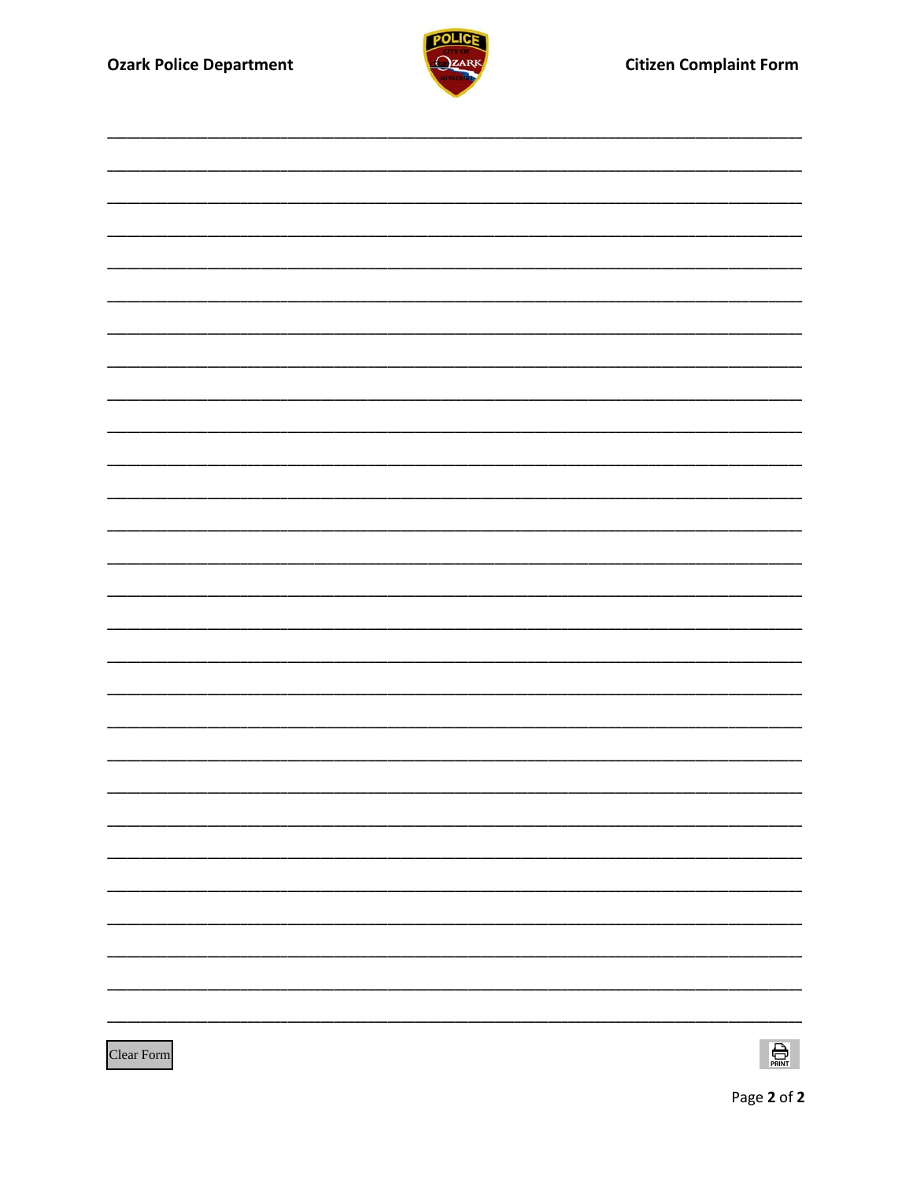\_\_\_\_\_\_\_\_\_\_\_\_\_\_\_\_\_\_\_\_\_\_\_\_\_\_\_\_\_\_\_\_\_\_\_\_\_\_\_\_\_\_\_\_\_\_\_\_\_\_\_\_\_\_\_\_\_\_\_\_\_\_\_\_\_\_\_\_\_\_\_\_\_\_\_\_

Clear Form

PRINT